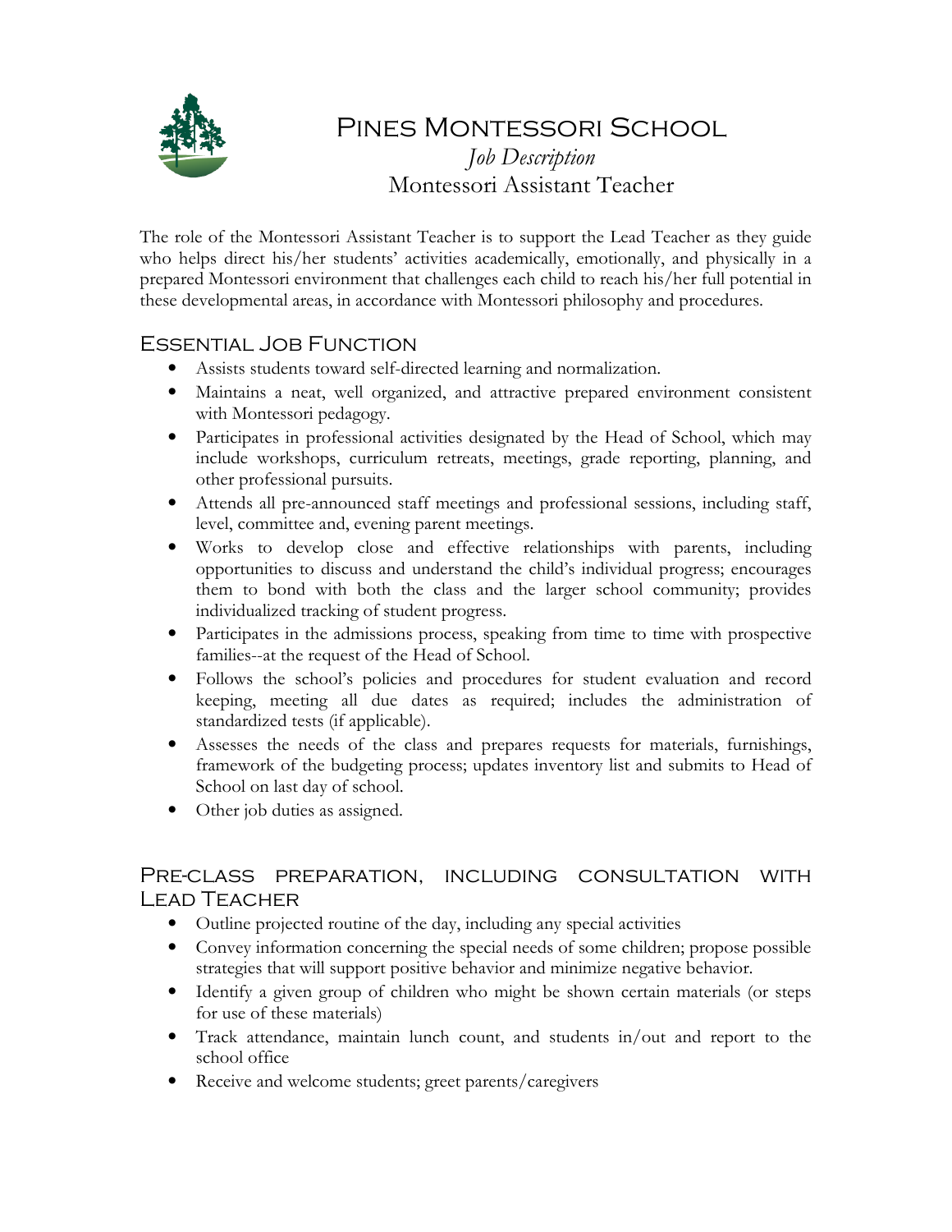# Pines Montessori School

*Job Description*

Montessori Assistant Teacher

The role of the Montessori Assistant Teacher is to support the Lead Teacher as they guide who helps direct his/her students' activities academically, emotionally, and physically in a prepared Montessori environment that challenges each child to reach his/her full potential in these developmental areas, in accordance with Montessori philosophy and procedures.

## Essential Job Function

- Assists students toward self-directed learning and normalization.
- Maintains a neat, well organized, and attractive prepared environment consistent with Montessori pedagogy.
- Participates in professional activities designated by the Head of School, which may include workshops, curriculum retreats, meetings, grade reporting, planning, and other professional pursuits.
- Attends all pre-announced staff meetings and professional sessions, including staff, level, committee and, evening parent meetings.
- Works to develop close and effective relationships with parents, including opportunities to discuss and understand the child's individual progress; encourages them to bond with both the class and the larger school community; provides individualized tracking of student progress.
- Participates in the admissions process, speaking from time to time with prospective families--at the request of the Head of School.
- Follows the school's policies and procedures for student evaluation and record keeping, meeting all due dates as required; includes the administration of standardized tests (if applicable).
- Assesses the needs of the class and prepares requests for materials, furnishings, framework of the budgeting process; updates inventory list and submits to Head of School on last day of school.
- Other job duties as assigned.

## Pre-class preparation, including consultation with Lead Teacher

- Outline projected routine of the day, including any special activities
- Convey information concerning the special needs of some children; propose possible strategies that will support positive behavior and minimize negative behavior.
- Identify a given group of children who might be shown certain materials (or steps for use of these materials)
- Track attendance, maintain lunch count, and students in/out and report to the school office
- Receive and welcome students; greet parents/caregivers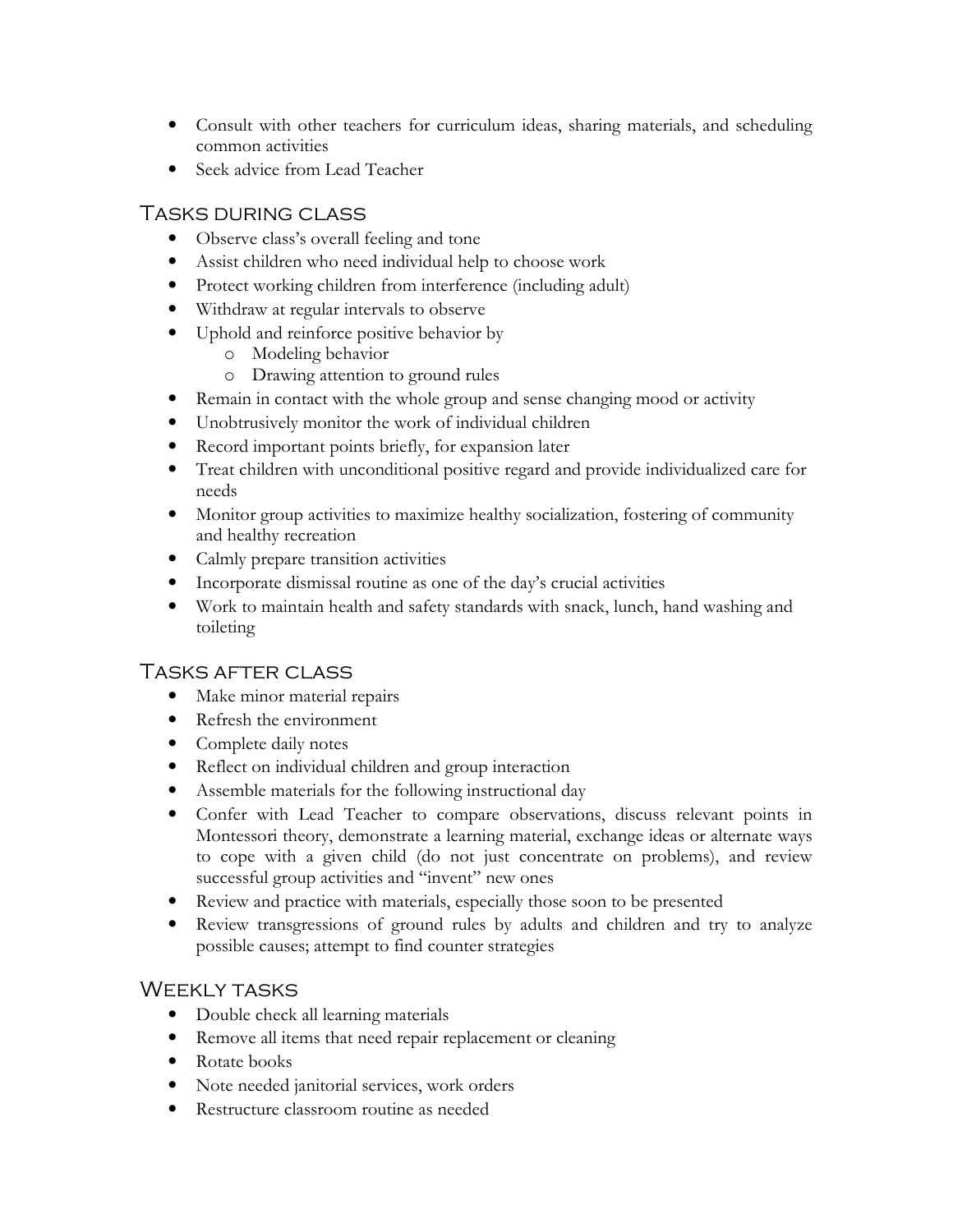- Consult with other teachers for curriculum ideas, sharing materials, and scheduling common activities
- Seek advice from Lead Teacher

## Tasks during class

- Observe class's overall feeling and tone
- Assist children who need individual help to choose work
- Protect working children from interference (including adult)
- Withdraw at regular intervals to observe
- Uphold and reinforce positive behavior by
    - Modeling behavior
    - Drawing attention to ground rules
- Remain in contact with the whole group and sense changing mood or activity
- Unobtrusively monitor the work of individual children
- Record important points briefly, for expansion later
- Treat children with unconditional positive regard and provide individualized care for needs
- Monitor group activities to maximize healthy socialization, fostering of community and healthy recreation
- Calmly prepare transition activities
- Incorporate dismissal routine as one of the day's crucial activities
- Work to maintain health and safety standards with snack, lunch, hand washing and toileting

## Tasks after class

- Make minor material repairs
- Refresh the environment
- Complete daily notes
- Reflect on individual children and group interaction
- Assemble materials for the following instructional day
- Confer with Lead Teacher to compare observations, discuss relevant points in Montessori theory, demonstrate a learning material, exchange ideas or alternate ways to cope with a given child (do not just concentrate on problems), and review successful group activities and "invent" new ones
- Review and practice with materials, especially those soon to be presented
- Review transgressions of ground rules by adults and children and try to analyze possible causes; attempt to find counter strategies

## Weekly tasks

- Double check all learning materials
- Remove all items that need repair replacement or cleaning
- Rotate books
- Note needed janitorial services, work orders
- Restructure classroom routine as needed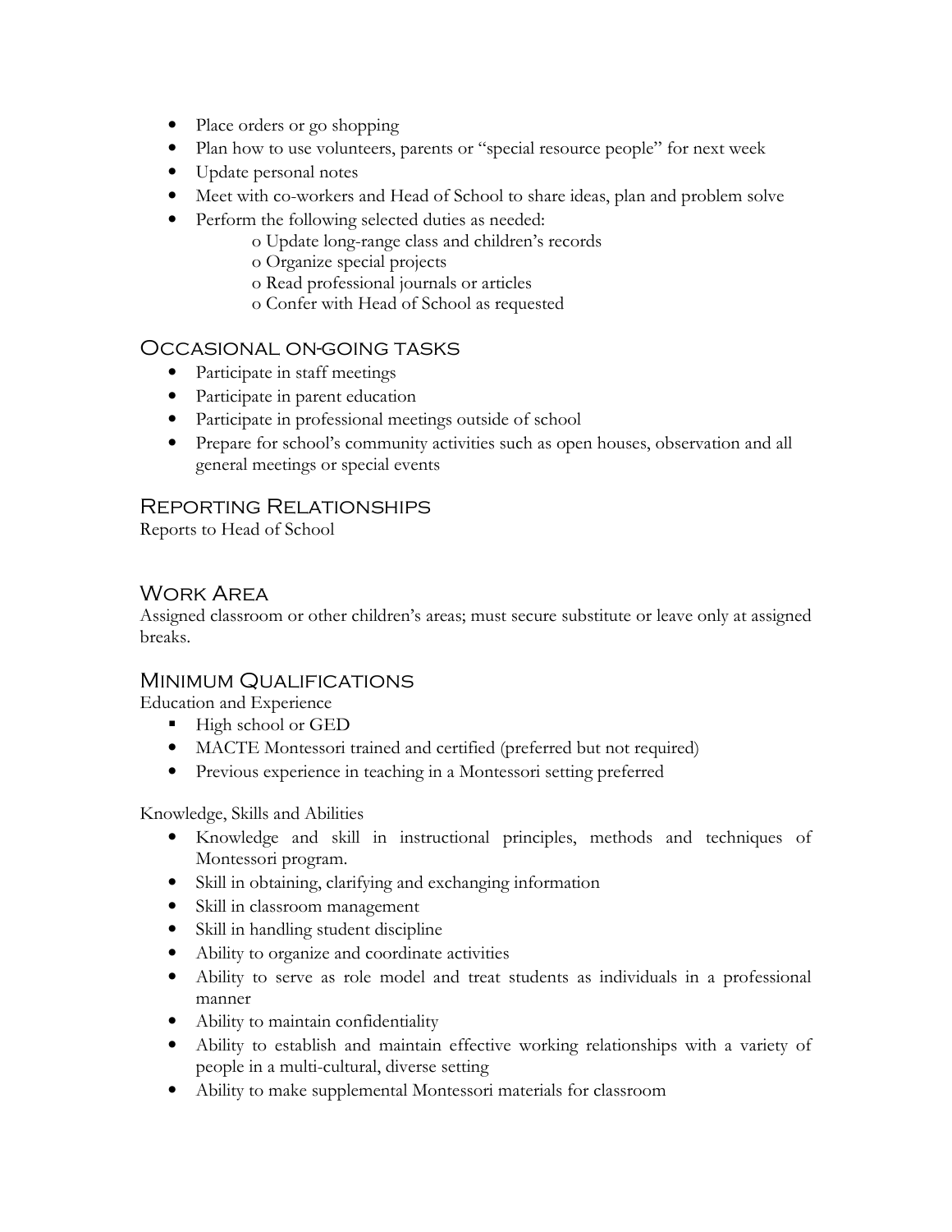- Place orders or go shopping
- Plan how to use volunteers, parents or "special resource people" for next week
- Update personal notes
- Meet with co-workers and Head of School to share ideas, plan and problem solve
- Perform the following selected duties as needed:
    - Update long-range class and children's records
    - Organize special projects
    - Read professional journals or articles
    - Confer with Head of School as requested

## Occasional on-going tasks

- Participate in staff meetings
- Participate in parent education
- Participate in professional meetings outside of school
- Prepare for school's community activities such as open houses, observation and all general meetings or special events

## Reporting Relationships

Reports to Head of School

## Work Area

Assigned classroom or other children's areas; must secure substitute or leave only at assigned breaks.

## Minimum Qualifications

Education and Experience

- High school or GED
- MACTE Montessori trained and certified (preferred but not required)
- Previous experience in teaching in a Montessori setting preferred

Knowledge, Skills and Abilities

- Knowledge and skill in instructional principles, methods and techniques of Montessori program.
- Skill in obtaining, clarifying and exchanging information
- Skill in classroom management
- Skill in handling student discipline
- Ability to organize and coordinate activities
- Ability to serve as role model and treat students as individuals in a professional manner
- Ability to maintain confidentiality
- Ability to establish and maintain effective working relationships with a variety of people in a multi-cultural, diverse setting
- Ability to make supplemental Montessori materials for classroom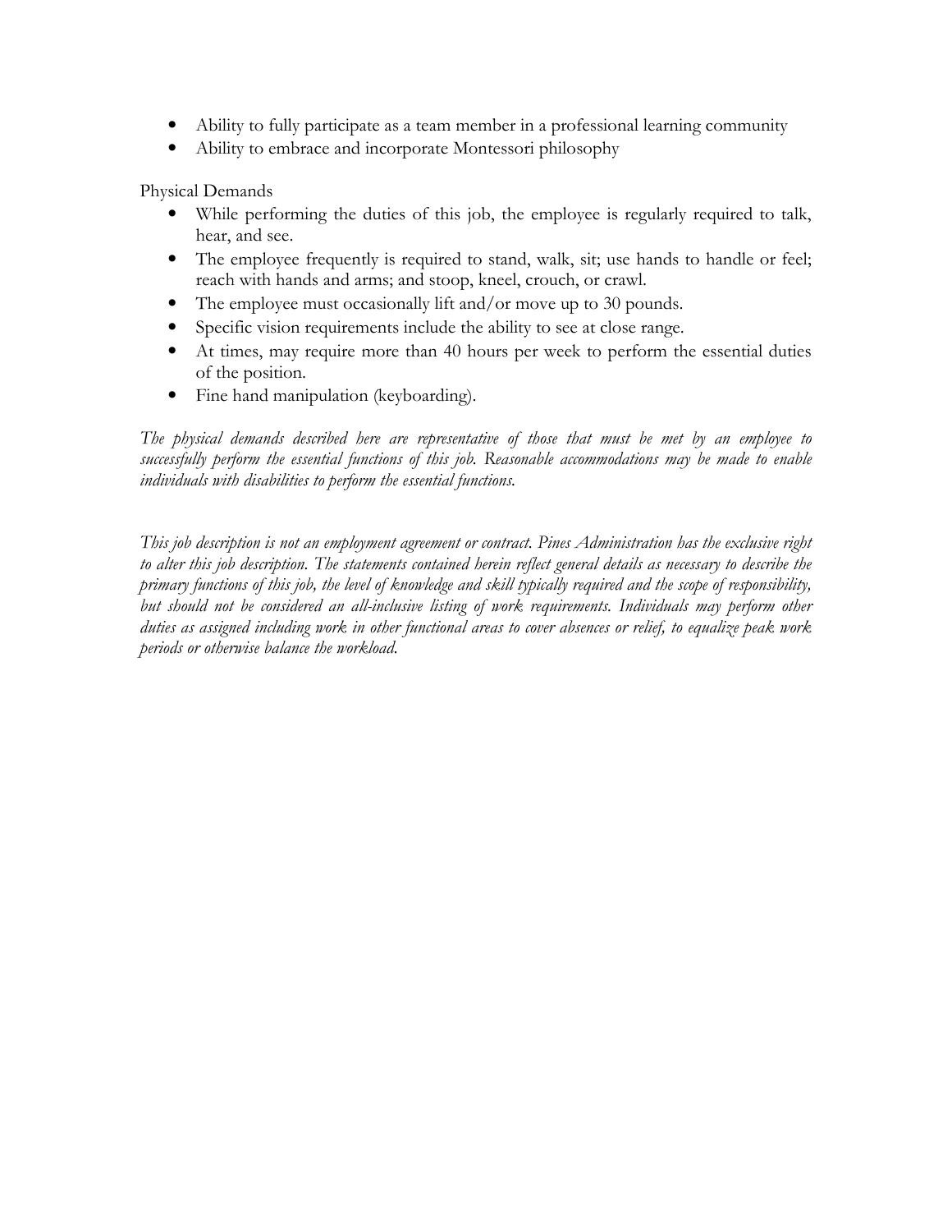- Ability to fully participate as a team member in a professional learning community
- Ability to embrace and incorporate Montessori philosophy

Physical Demands

- While performing the duties of this job, the employee is regularly required to talk, hear, and see.
- The employee frequently is required to stand, walk, sit; use hands to handle or feel; reach with hands and arms; and stoop, kneel, crouch, or crawl.
- The employee must occasionally lift and/or move up to 30 pounds.
- Specific vision requirements include the ability to see at close range.
- At times, may require more than 40 hours per week to perform the essential duties of the position.
- Fine hand manipulation (keyboarding).

*The physical demands described here are representative of those that must be met by an employee to successfully perform the essential functions of this job. Reasonable accommodations may be made to enable individuals with disabilities to perform the essential functions.*

*This job description is not an employment agreement or contract. Pines Administration has the exclusive right to alter this job description. The statements contained herein reflect general details as necessary to describe the primary functions of this job, the level of knowledge and skill typically required and the scope of responsibility, but should not be considered an all-inclusive listing of work requirements. Individuals may perform other duties as assigned including work in other functional areas to cover absences or relief, to equalize peak work periods or otherwise balance the workload.*